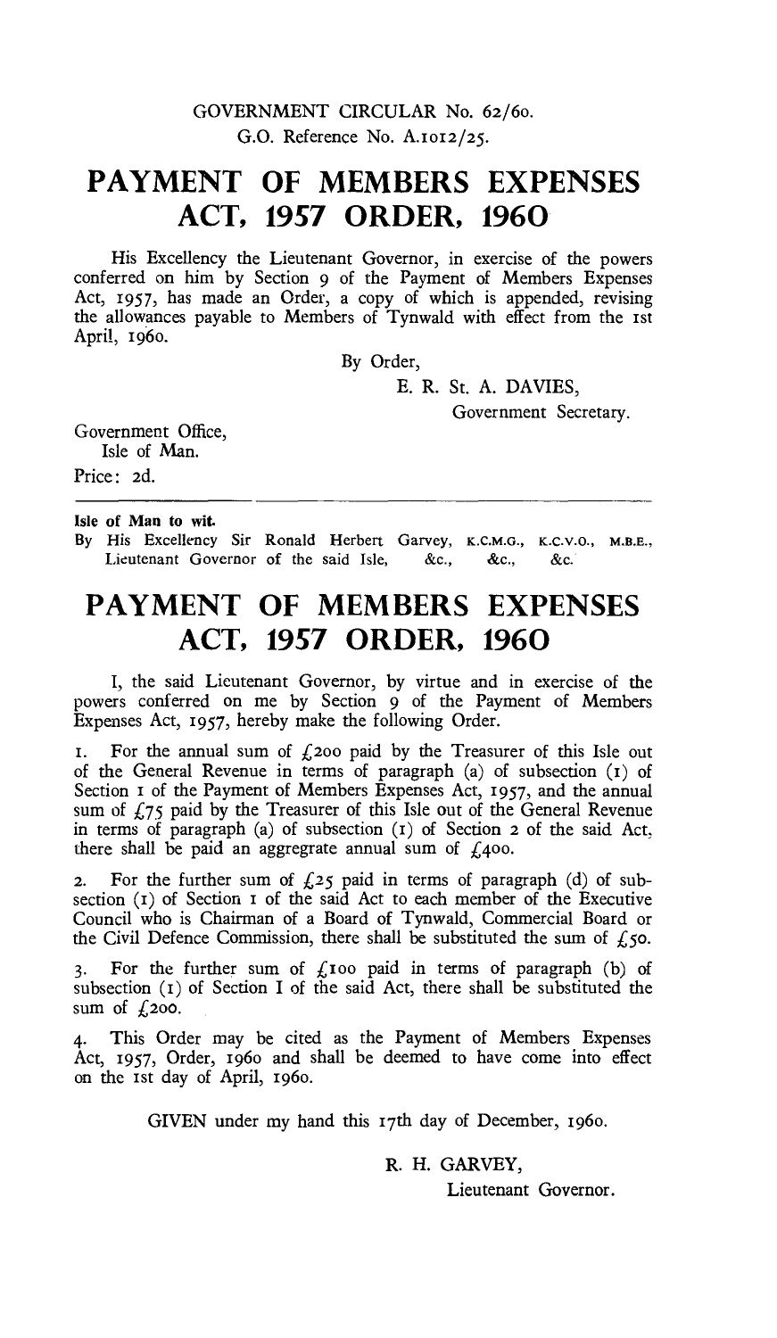GOVERNMENT CIRCULAR No. 62/60.
G.O. Reference No. A.1012/25.

# PAYMENT OF MEMBERS EXPENSES ACT, 1957 ORDER, 1960

His Excellency the Lieutenant Governor, in exercise of the powers conferred on him by Section 9 of the Payment of Members Expenses Act, 1957, has made an Order, a copy of which is appended, revising the allowances payable to Members of Tynwald with effect from the 1st April, 1960.

By Order,

E. R. St. A. DAVIES,
Government Secretary.

Government Office,
Isle of Man.

Price: 2d.

---

**Isle of Man to wit.**

By His Excellency Sir Ronald Herbert Garvey, K.C.M.G., K.C.V.O., M.B.E., Lieutenant Governor of the said Isle, &c., &c., &c.

# PAYMENT OF MEMBERS EXPENSES ACT, 1957 ORDER, 1960

I, the said Lieutenant Governor, by virtue and in exercise of the powers conferred on me by Section 9 of the Payment of Members Expenses Act, 1957, hereby make the following Order.

1. For the annual sum of £200 paid by the Treasurer of this Isle out of the General Revenue in terms of paragraph (a) of subsection (1) of Section 1 of the Payment of Members Expenses Act, 1957, and the annual sum of £75 paid by the Treasurer of this Isle out of the General Revenue in terms of paragraph (a) of subsection (1) of Section 2 of the said Act, there shall be paid an aggregrate annual sum of £400.

2. For the further sum of £25 paid in terms of paragraph (d) of subsection (1) of Section 1 of the said Act to each member of the Executive Council who is Chairman of a Board of Tynwald, Commercial Board or the Civil Defence Commission, there shall be substituted the sum of £50.

3. For the further sum of £100 paid in terms of paragraph (b) of subsection (1) of Section I of the said Act, there shall be substituted the sum of £200.

4. This Order may be cited as the Payment of Members Expenses Act, 1957, Order, 1960 and shall be deemed to have come into effect on the 1st day of April, 1960.

GIVEN under my hand this 17th day of December, 1960.

R. H. GARVEY,
Lieutenant Governor.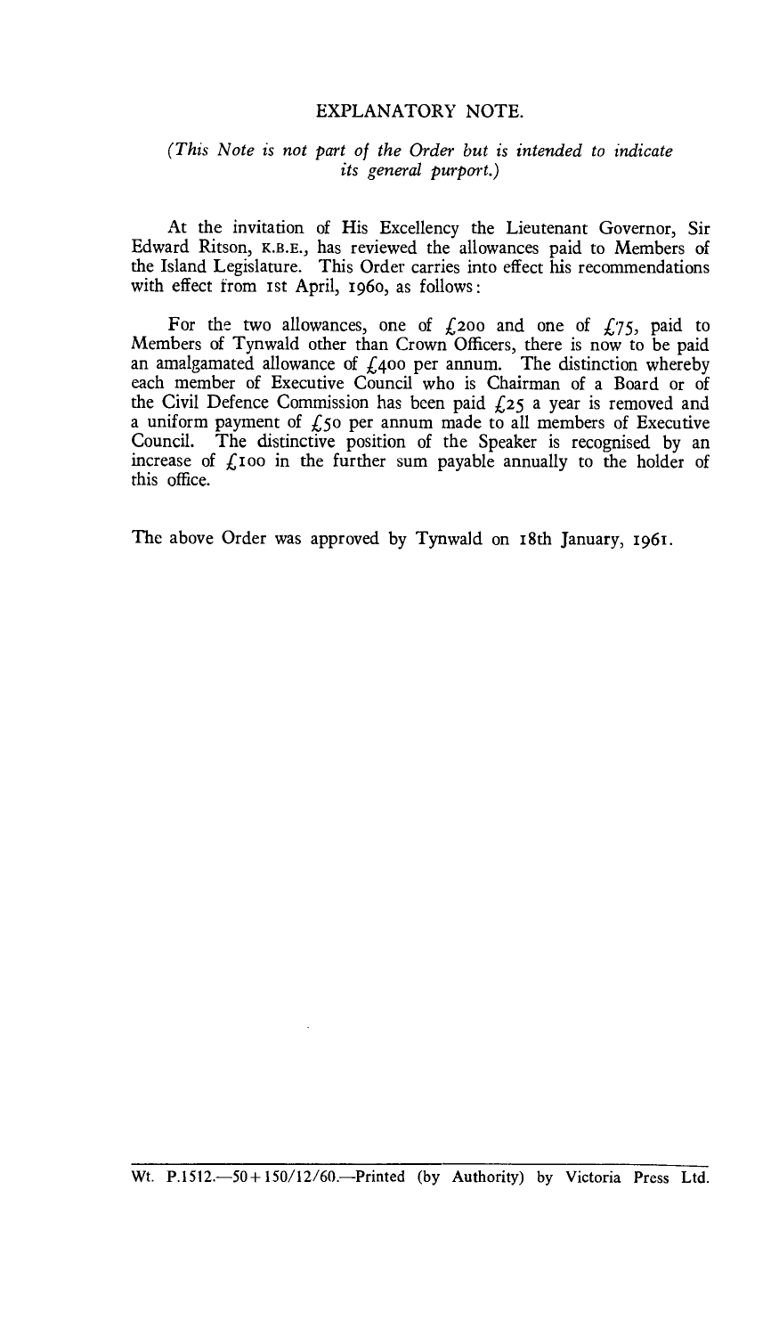## EXPLANATORY NOTE.

*(This Note is not part of the Order but is intended to indicate its general purport.)*

At the invitation of His Excellency the Lieutenant Governor, Sir Edward Ritson, K.B.E., has reviewed the allowances paid to Members of the Island Legislature. This Order carries into effect his recommendations with effect from 1st April, 1960, as follows:

For the two allowances, one of £200 and one of £75, paid to Members of Tynwald other than Crown Officers, there is now to be paid an amalgamated allowance of £400 per annum. The distinction whereby each member of Executive Council who is Chairman of a Board or of the Civil Defence Commission has been paid £25 a year is removed and a uniform payment of £50 per annum made to all members of Executive Council. The distinctive position of the Speaker is recognised by an increase of £100 in the further sum payable annually to the holder of this office.

The above Order was approved by Tynwald on 18th January, 1961.

Wt. P.1512.—50+150/12/60.—Printed (by Authority) by Victoria Press Ltd.